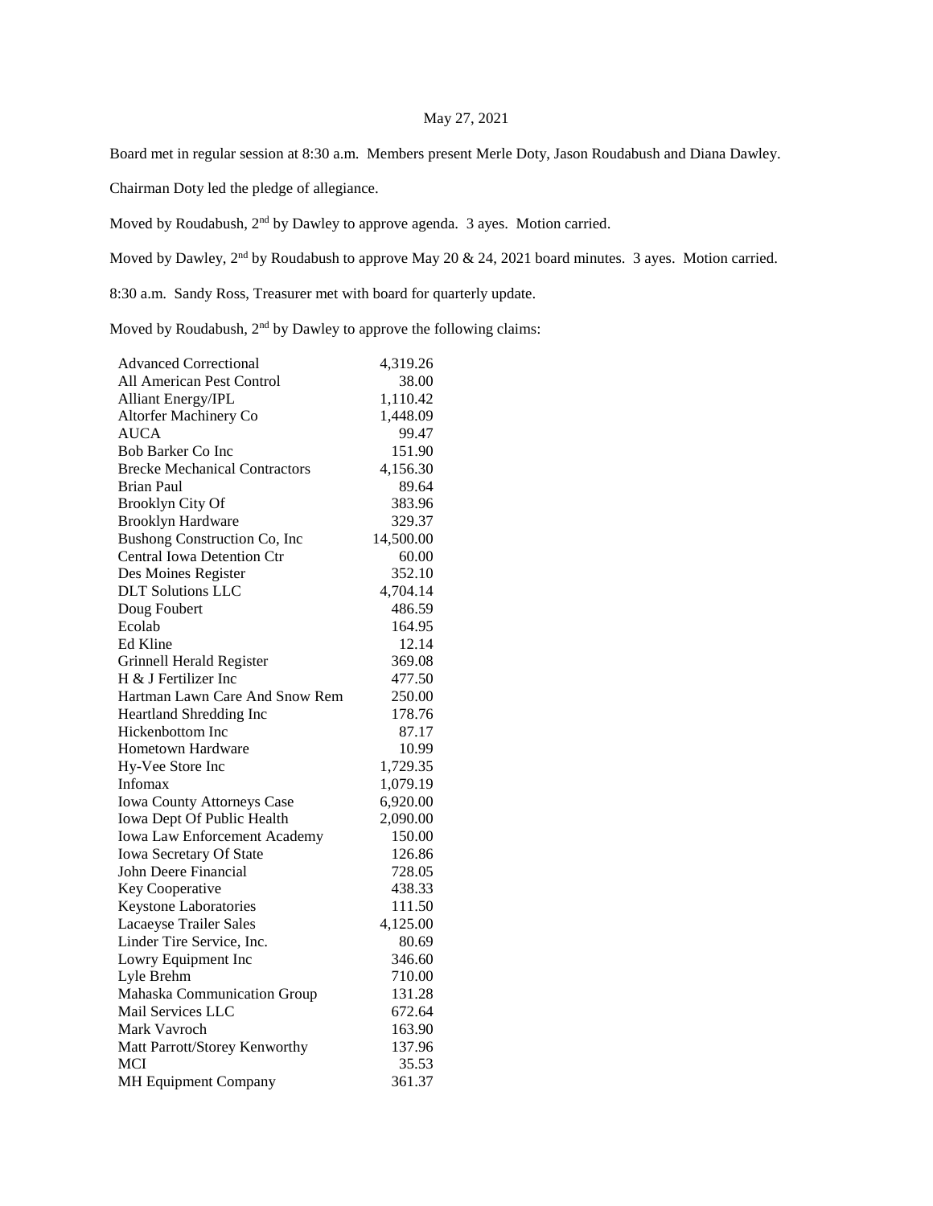May 27, 2021

Board met in regular session at 8:30 a.m. Members present Merle Doty, Jason Roudabush and Diana Dawley.

Chairman Doty led the pledge of allegiance.

Moved by Roudabush, 2nd by Dawley to approve agenda. 3 ayes. Motion carried.

Moved by Dawley, 2nd by Roudabush to approve May 20 & 24, 2021 board minutes. 3 ayes. Motion carried.

8:30 a.m. Sandy Ross, Treasurer met with board for quarterly update.

Moved by Roudabush, 2nd by Dawley to approve the following claims:

| | |
|---|---:|
| Advanced Correctional | 4,319.26 |
| All American Pest Control | 38.00 |
| Alliant Energy/IPL | 1,110.42 |
| Altorfer Machinery Co | 1,448.09 |
| AUCA | 99.47 |
| Bob Barker Co Inc | 151.90 |
| Brecke Mechanical Contractors | 4,156.30 |
| Brian Paul | 89.64 |
| Brooklyn City Of | 383.96 |
| Brooklyn Hardware | 329.37 |
| Bushong Construction Co, Inc | 14,500.00 |
| Central Iowa Detention Ctr | 60.00 |
| Des Moines Register | 352.10 |
| DLT Solutions LLC | 4,704.14 |
| Doug Foubert | 486.59 |
| Ecolab | 164.95 |
| Ed Kline | 12.14 |
| Grinnell Herald Register | 369.08 |
| H & J Fertilizer Inc | 477.50 |
| Hartman Lawn Care And Snow Rem | 250.00 |
| Heartland Shredding Inc | 178.76 |
| Hickenbottom Inc | 87.17 |
| Hometown Hardware | 10.99 |
| Hy-Vee Store Inc | 1,729.35 |
| Infomax | 1,079.19 |
| Iowa County Attorneys Case | 6,920.00 |
| Iowa Dept Of Public Health | 2,090.00 |
| Iowa Law Enforcement Academy | 150.00 |
| Iowa Secretary Of State | 126.86 |
| John Deere Financial | 728.05 |
| Key Cooperative | 438.33 |
| Keystone Laboratories | 111.50 |
| Lacaeyse Trailer Sales | 4,125.00 |
| Linder Tire Service, Inc. | 80.69 |
| Lowry Equipment Inc | 346.60 |
| Lyle Brehm | 710.00 |
| Mahaska Communication Group | 131.28 |
| Mail Services LLC | 672.64 |
| Mark Vavroch | 163.90 |
| Matt Parrott/Storey Kenworthy | 137.96 |
| MCI | 35.53 |
| MH Equipment Company | 361.37 |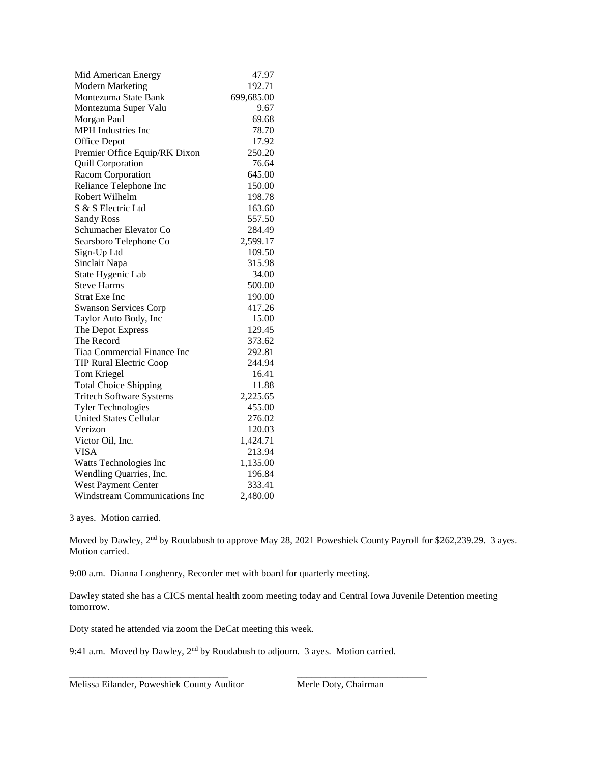| | |
|---|---|
| Mid American Energy | 47.97 |
| Modern Marketing | 192.71 |
| Montezuma State Bank | 699,685.00 |
| Montezuma Super Valu | 9.67 |
| Morgan Paul | 69.68 |
| MPH Industries Inc | 78.70 |
| Office Depot | 17.92 |
| Premier Office Equip/RK Dixon | 250.20 |
| Quill Corporation | 76.64 |
| Racom Corporation | 645.00 |
| Reliance Telephone Inc | 150.00 |
| Robert Wilhelm | 198.78 |
| S & S Electric Ltd | 163.60 |
| Sandy Ross | 557.50 |
| Schumacher Elevator Co | 284.49 |
| Searsboro Telephone Co | 2,599.17 |
| Sign-Up Ltd | 109.50 |
| Sinclair Napa | 315.98 |
| State Hygenic Lab | 34.00 |
| Steve Harms | 500.00 |
| Strat Exe Inc | 190.00 |
| Swanson Services Corp | 417.26 |
| Taylor Auto Body, Inc | 15.00 |
| The Depot Express | 129.45 |
| The Record | 373.62 |
| Tiaa Commercial Finance Inc | 292.81 |
| TIP Rural Electric Coop | 244.94 |
| Tom Kriegel | 16.41 |
| Total Choice Shipping | 11.88 |
| Tritech Software Systems | 2,225.65 |
| Tyler Technologies | 455.00 |
| United States Cellular | 276.02 |
| Verizon | 120.03 |
| Victor Oil, Inc. | 1,424.71 |
| VISA | 213.94 |
| Watts Technologies Inc | 1,135.00 |
| Wendling Quarries, Inc. | 196.84 |
| West Payment Center | 333.41 |
| Windstream Communications Inc | 2,480.00 |

3 ayes. Motion carried.

Moved by Dawley, 2nd by Roudabush to approve May 28, 2021 Poweshiek County Payroll for $262,239.29. 3 ayes. Motion carried.

9:00 a.m. Dianna Longhenry, Recorder met with board for quarterly meeting.

Dawley stated she has a CICS mental health zoom meeting today and Central Iowa Juvenile Detention meeting tomorrow.

Doty stated he attended via zoom the DeCat meeting this week.

9:41 a.m. Moved by Dawley, 2nd by Roudabush to adjourn. 3 ayes. Motion carried.

\_\_\_\_\_\_\_\_\_\_\_\_\_\_\_\_\_\_\_\_\_\_\_\_\_\_\_\_\_\_\_\_ \_\_\_\_\_\_\_\_\_\_\_\_\_\_\_\_\_\_\_\_\_\_\_\_\_\_\_

Melissa Eilander, Poweshiek County Auditor Merle Doty, Chairman